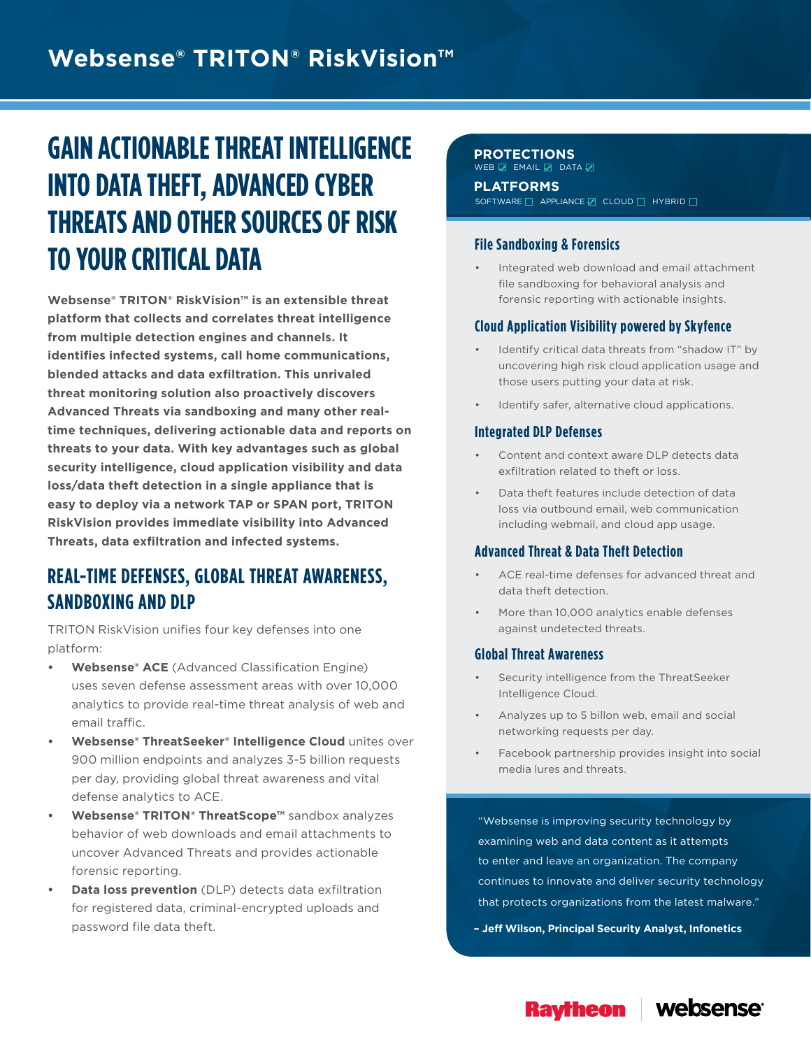# Websense® TRITON® RiskVision™

## GAIN ACTIONABLE THREAT INTELLIGENCE INTO DATA THEFT, ADVANCED CYBER THREATS AND OTHER SOURCES OF RISK TO YOUR CRITICAL DATA

**Websense® TRITON® RiskVision™ is an extensible threat platform that collects and correlates threat intelligence from multiple detection engines and channels. It identifies infected systems, call home communications, blended attacks and data exfiltration. This unrivaled threat monitoring solution also proactively discovers Advanced Threats via sandboxing and many other real-time techniques, delivering actionable data and reports on threats to your data. With key advantages such as global security intelligence, cloud application visibility and data loss/data theft detection in a single appliance that is easy to deploy via a network TAP or SPAN port, TRITON RiskVision provides immediate visibility into Advanced Threats, data exfiltration and infected systems.**

## REAL-TIME DEFENSES, GLOBAL THREAT AWARENESS, SANDBOXING AND DLP

TRITON RiskVision unifies four key defenses into one platform:

- **Websense® ACE** (Advanced Classification Engine) uses seven defense assessment areas with over 10,000 analytics to provide real-time threat analysis of web and email traffic.
- **Websense® ThreatSeeker® Intelligence Cloud** unites over 900 million endpoints and analyzes 3-5 billion requests per day, providing global threat awareness and vital defense analytics to ACE.
- **Websense® TRITON® ThreatScope™** sandbox analyzes behavior of web downloads and email attachments to uncover Advanced Threats and provides actionable forensic reporting.
- **Data loss prevention** (DLP) detects data exfiltration for registered data, criminal-encrypted uploads and password file data theft.

**PROTECTIONS**
WEB ☑ EMAIL ☑ DATA ☑

**PLATFORMS**
SOFTWARE ☐ APPLIANCE ☑ CLOUD ☐ HYBRID ☐

### File Sandboxing & Forensics

- Integrated web download and email attachment file sandboxing for behavioral analysis and forensic reporting with actionable insights.

### Cloud Application Visibility powered by Skyfence

- Identify critical data threats from "shadow IT" by uncovering high risk cloud application usage and those users putting your data at risk.
- Identify safer, alternative cloud applications.

### Integrated DLP Defenses

- Content and context aware DLP detects data exfiltration related to theft or loss.
- Data theft features include detection of data loss via outbound email, web communication including webmail, and cloud app usage.

### Advanced Threat & Data Theft Detection

- ACE real-time defenses for advanced threat and data theft detection.
- More than 10,000 analytics enable defenses against undetected threats.

### Global Threat Awareness

- Security intelligence from the ThreatSeeker Intelligence Cloud.
- Analyzes up to 5 billon web, email and social networking requests per day.
- Facebook partnership provides insight into social media lures and threats.

"Websense is improving security technology by examining web and data content as it attempts to enter and leave an organization. The company continues to innovate and deliver security technology that protects organizations from the latest malware."

**– Jeff Wilson, Principal Security Analyst, Infonetics**

Raytheon | websense®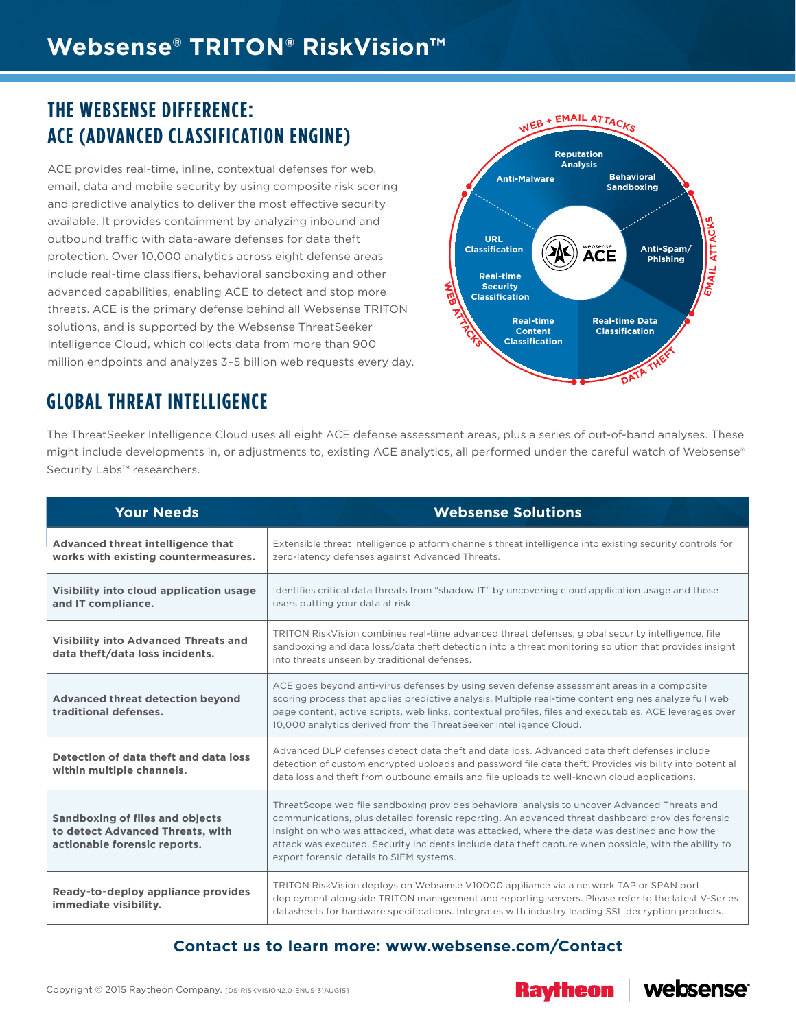# Websense® TRITON® RiskVision™

## THE WEBSENSE DIFFERENCE: ACE (ADVANCED CLASSIFICATION ENGINE)

ACE provides real-time, inline, contextual defenses for web, email, data and mobile security by using composite risk scoring and predictive analytics to deliver the most effective security available. It provides containment by analyzing inbound and outbound traffic with data-aware defenses for data theft protection. Over 10,000 analytics across eight defense areas include real-time classifiers, behavioral sandboxing and other advanced capabilities, enabling ACE to detect and stop more threats. ACE is the primary defense behind all Websense TRITON solutions, and is supported by the Websense ThreatSeeker Intelligence Cloud, which collects data from more than 900 million endpoints and analyzes 3–5 billion web requests every day.

WEB + EMAIL ATTACKS
Reputation Analysis
Anti-Malware
Behavioral Sandboxing
EMAIL ATTACKS
Anti-Spam/ Phishing
URL Classification
websense ACE
Real-time Security Classification
WEB ATTACKS
Real-time Content Classification
Real-time Data Classification
DATA THEFT

## GLOBAL THREAT INTELLIGENCE

The ThreatSeeker Intelligence Cloud uses all eight ACE defense assessment areas, plus a series of out-of-band analyses. These might include developments in, or adjustments to, existing ACE analytics, all performed under the careful watch of Websense® Security Labs™ researchers.

| Your Needs | Websense Solutions |
|---|---|
| **Advanced threat intelligence that works with existing countermeasures.** | Extensible threat intelligence platform channels threat intelligence into existing security controls for zero-latency defenses against Advanced Threats. |
| **Visibility into cloud application usage and IT compliance.** | Identifies critical data threats from "shadow IT" by uncovering cloud application usage and those users putting your data at risk. |
| **Visibility into Advanced Threats and data theft/data loss incidents.** | TRITON RiskVision combines real-time advanced threat defenses, global security intelligence, file sandboxing and data loss/data theft detection into a threat monitoring solution that provides insight into threats unseen by traditional defenses. |
| **Advanced threat detection beyond traditional defenses.** | ACE goes beyond anti-virus defenses by using seven defense assessment areas in a composite scoring process that applies predictive analysis. Multiple real-time content engines analyze full web page content, active scripts, web links, contextual profiles, files and executables. ACE leverages over 10,000 analytics derived from the ThreatSeeker Intelligence Cloud. |
| **Detection of data theft and data loss within multiple channels.** | Advanced DLP defenses detect data theft and data loss. Advanced data theft defenses include detection of custom encrypted uploads and password file data theft. Provides visibility into potential data loss and theft from outbound emails and file uploads to well-known cloud applications. |
| **Sandboxing of files and objects to detect Advanced Threats, with actionable forensic reports.** | ThreatScope web file sandboxing provides behavioral analysis to uncover Advanced Threats and communications, plus detailed forensic reporting. An advanced threat dashboard provides forensic insight on who was attacked, what data was attacked, where the data was destined and how the attack was executed. Security incidents include data theft capture when possible, with the ability to export forensic details to SIEM systems. |
| **Ready-to-deploy appliance provides immediate visibility.** | TRITON RiskVision deploys on Websense V10000 appliance via a network TAP or SPAN port deployment alongside TRITON management and reporting servers. Please refer to the latest V-Series datasheets for hardware specifications. Integrates with industry leading SSL decryption products. |

**Contact us to learn more: www.websense.com/Contact**

Copyright © 2015 Raytheon Company. [DS-RISKVISION2.0-ENUS-31AUG15]

Raytheon | websense®